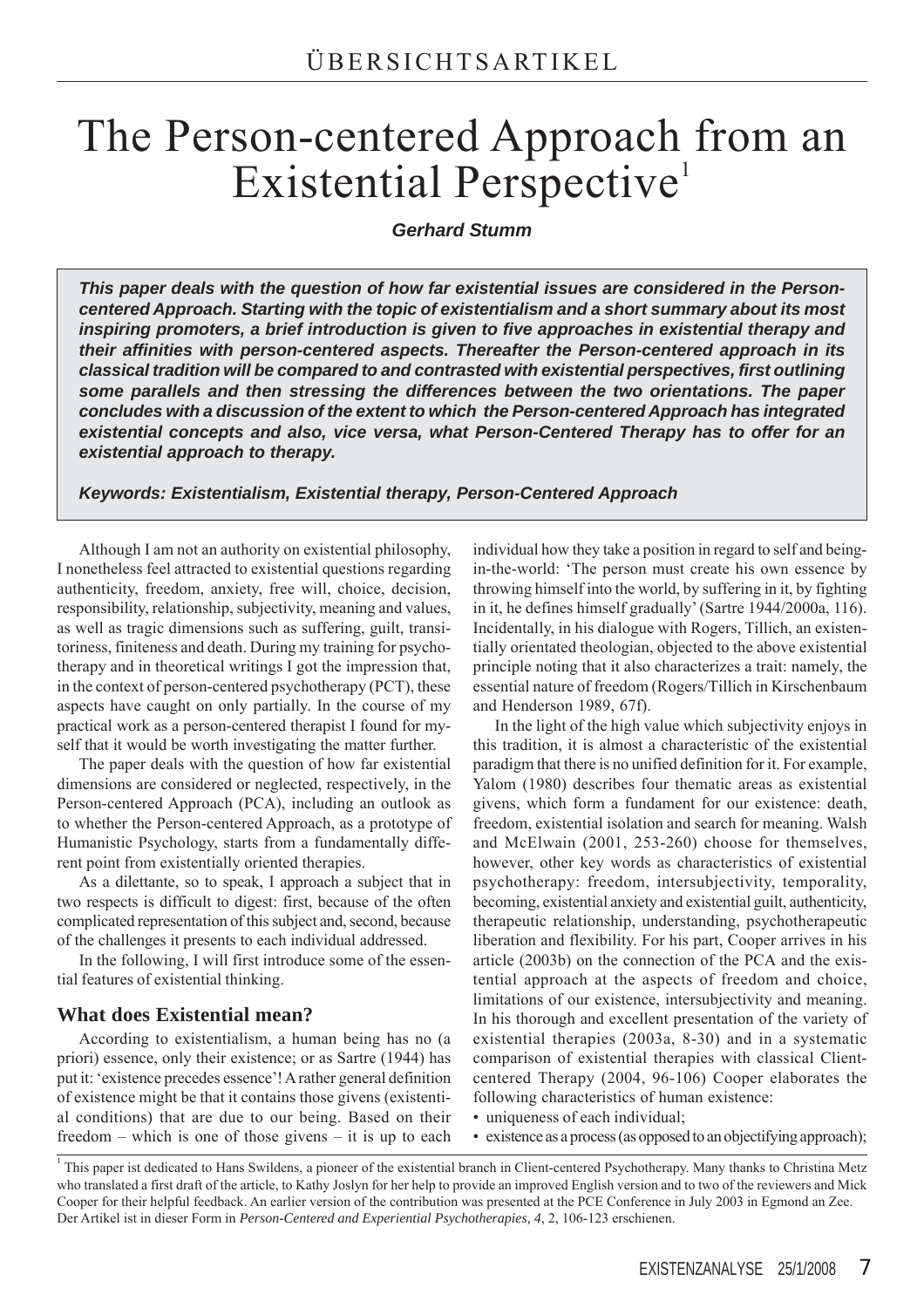# The Person-centered Approach from an Existential Perspective[1]

**Gerhard Stumm**

***This paper deals with the question of how far existential issues are considered in the Person-centered Approach. Starting with the topic of existentialism and a short summary about its most inspiring promoters, a brief introduction is given to five approaches in existential therapy and their affinities with person-centered aspects. Thereafter the Person-centered approach in its classical tradition will be compared to and contrasted with existential perspectives, first outlining some parallels and then stressing the differences between the two orientations. The paper concludes with a discussion of the extent to which the Person-centered Approach has integrated existential concepts and also, vice versa, what Person-Centered Therapy has to offer for an existential approach to therapy.***

***Keywords: Existentialism, Existential therapy, Person-Centered Approach***

Although I am not an authority on existential philosophy, I nonetheless feel attracted to existential questions regarding authenticity, freedom, anxiety, free will, choice, decision, responsibility, relationship, subjectivity, meaning and values, as well as tragic dimensions such as suffering, guilt, transitoriness, finiteness and death. During my training for psychotherapy and in theoretical writings I got the impression that, in the context of person-centered psychotherapy (PCT), these aspects have caught on only partially. In the course of my practical work as a person-centered therapist I found for myself that it would be worth investigating the matter further.

The paper deals with the question of how far existential dimensions are considered or neglected, respectively, in the Person-centered Approach (PCA), including an outlook as to whether the Person-centered Approach, as a prototype of Humanistic Psychology, starts from a fundamentally different point from existentially oriented therapies.

As a dilettante, so to speak, I approach a subject that in two respects is difficult to digest: first, because of the often complicated representation of this subject and, second, because of the challenges it presents to each individual addressed.

In the following, I will first introduce some of the essential features of existential thinking.

## What does Existential mean?

According to existentialism, a human being has no (a priori) essence, only their existence; or as Sartre (1944) has put it: 'existence precedes essence'! A rather general definition of existence might be that it contains those givens (existential conditions) that are due to our being. Based on their freedom – which is one of those givens – it is up to each individual how they take a position in regard to self and being-in-the-world: 'The person must create his own essence by throwing himself into the world, by suffering in it, by fighting in it, he defines himself gradually' (Sartre 1944/2000a, 116). Incidentally, in his dialogue with Rogers, Tillich, an existentially orientated theologian, objected to the above existential principle noting that it also characterizes a trait: namely, the essential nature of freedom (Rogers/Tillich in Kirschenbaum and Henderson 1989, 67f).

In the light of the high value which subjectivity enjoys in this tradition, it is almost a characteristic of the existential paradigm that there is no unified definition for it. For example, Yalom (1980) describes four thematic areas as existential givens, which form a fundament for our existence: death, freedom, existential isolation and search for meaning. Walsh and McElwain (2001, 253-260) choose for themselves, however, other key words as characteristics of existential psychotherapy: freedom, intersubjectivity, temporality, becoming, existential anxiety and existential guilt, authenticity, therapeutic relationship, understanding, psychotherapeutic liberation and flexibility. For his part, Cooper arrives in his article (2003b) on the connection of the PCA and the existential approach at the aspects of freedom and choice, limitations of our existence, intersubjectivity and meaning. In his thorough and excellent presentation of the variety of existential therapies (2003a, 8-30) and in a systematic comparison of existential therapies with classical Client-centered Therapy (2004, 96-106) Cooper elaborates the following characteristics of human existence:

- uniqueness of each individual;
- existence as a process (as opposed to an objectifying approach);

[1] This paper ist dedicated to Hans Swildens, a pioneer of the existential branch in Client-centered Psychotherapy. Many thanks to Christina Metz who translated a first draft of the article, to Kathy Joslyn for her help to provide an improved English version and to two of the reviewers and Mick Cooper for their helpful feedback. An earlier version of the contribution was presented at the PCE Conference in July 2003 in Egmond an Zee. Der Artikel ist in dieser Form in *Person-Centered and Experiential Psychotherapies, 4*, 2, 106-123 erschienen.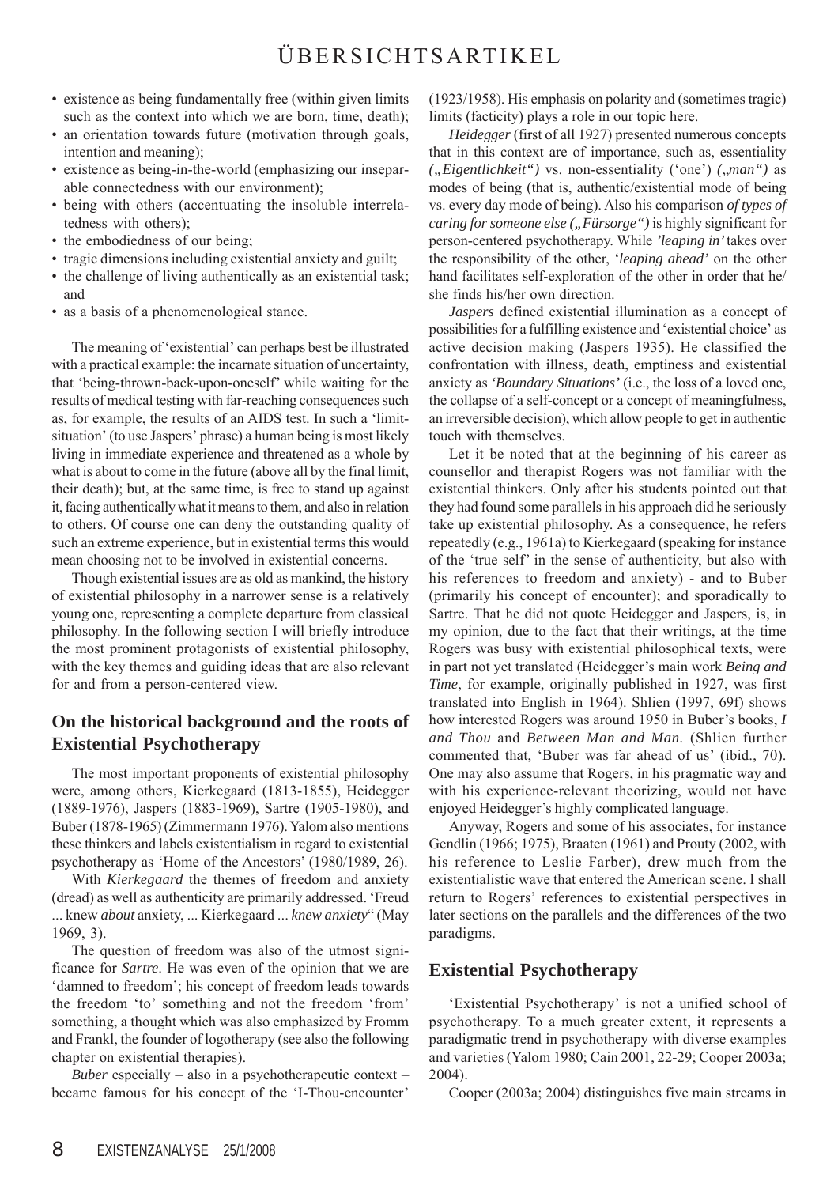- existence as being fundamentally free (within given limits such as the context into which we are born, time, death);
- an orientation towards future (motivation through goals, intention and meaning);
- existence as being-in-the-world (emphasizing our inseparable connectedness with our environment);
- being with others (accentuating the insoluble interrelatedness with others);
- the embodiedness of our being;
- tragic dimensions including existential anxiety and guilt;
- the challenge of living authentically as an existential task; and
- as a basis of a phenomenological stance.

The meaning of 'existential' can perhaps best be illustrated with a practical example: the incarnate situation of uncertainty, that 'being-thrown-back-upon-oneself' while waiting for the results of medical testing with far-reaching consequences such as, for example, the results of an AIDS test. In such a 'limit-situation' (to use Jaspers' phrase) a human being is most likely living in immediate experience and threatened as a whole by what is about to come in the future (above all by the final limit, their death); but, at the same time, is free to stand up against it, facing authentically what it means to them, and also in relation to others. Of course one can deny the outstanding quality of such an extreme experience, but in existential terms this would mean choosing not to be involved in existential concerns.

Though existential issues are as old as mankind, the history of existential philosophy in a narrower sense is a relatively young one, representing a complete departure from classical philosophy. In the following section I will briefly introduce the most prominent protagonists of existential philosophy, with the key themes and guiding ideas that are also relevant for and from a person-centered view.

## On the historical background and the roots of Existential Psychotherapy

The most important proponents of existential philosophy were, among others, Kierkegaard (1813-1855), Heidegger (1889-1976), Jaspers (1883-1969), Sartre (1905-1980), and Buber (1878-1965) (Zimmermann 1976). Yalom also mentions these thinkers and labels existentialism in regard to existential psychotherapy as 'Home of the Ancestors' (1980/1989, 26).

With *Kierkegaard* the themes of freedom and anxiety (dread) as well as authenticity are primarily addressed. 'Freud ... knew *about* anxiety, ... Kierkegaard ... *knew anxiety*" (May 1969, 3).

The question of freedom was also of the utmost significance for *Sartre*. He was even of the opinion that we are 'damned to freedom'; his concept of freedom leads towards the freedom 'to' something and not the freedom 'from' something, a thought which was also emphasized by Fromm and Frankl, the founder of logotherapy (see also the following chapter on existential therapies).

*Buber* especially – also in a psychotherapeutic context – became famous for his concept of the 'I-Thou-encounter' (1923/1958). His emphasis on polarity and (sometimes tragic) limits (facticity) plays a role in our topic here.

*Heidegger* (first of all 1927) presented numerous concepts that in this context are of importance, such as, essentiality *(„Eigentlichkeit")* vs. non-essentiality ('one') *(„man")* as modes of being (that is, authentic/existential mode of being vs. every day mode of being). Also his comparison *of types of caring for someone else („Fürsorge")* is highly significant for person-centered psychotherapy. While *'leaping in'* takes over the responsibility of the other, '*leaping ahead'* on the other hand facilitates self-exploration of the other in order that he/she finds his/her own direction.

*Jaspers* defined existential illumination as a concept of possibilities for a fulfilling existence and 'existential choice' as active decision making (Jaspers 1935). He classified the confrontation with illness, death, emptiness and existential anxiety as *'Boundary Situations'* (i.e., the loss of a loved one, the collapse of a self-concept or a concept of meaningfulness, an irreversible decision), which allow people to get in authentic touch with themselves.

Let it be noted that at the beginning of his career as counsellor and therapist Rogers was not familiar with the existential thinkers. Only after his students pointed out that they had found some parallels in his approach did he seriously take up existential philosophy. As a consequence, he refers repeatedly (e.g., 1961a) to Kierkegaard (speaking for instance of the 'true self' in the sense of authenticity, but also with his references to freedom and anxiety) - and to Buber (primarily his concept of encounter); and sporadically to Sartre. That he did not quote Heidegger and Jaspers, is, in my opinion, due to the fact that their writings, at the time Rogers was busy with existential philosophical texts, were in part not yet translated (Heidegger's main work *Being and Time*, for example, originally published in 1927, was first translated into English in 1964). Shlien (1997, 69f) shows how interested Rogers was around 1950 in Buber's books, *I and Thou* and *Between Man and Man*. (Shlien further commented that, 'Buber was far ahead of us' (ibid., 70). One may also assume that Rogers, in his pragmatic way and with his experience-relevant theorizing, would not have enjoyed Heidegger's highly complicated language.

Anyway, Rogers and some of his associates, for instance Gendlin (1966; 1975), Braaten (1961) and Prouty (2002, with his reference to Leslie Farber), drew much from the existentialistic wave that entered the American scene. I shall return to Rogers' references to existential perspectives in later sections on the parallels and the differences of the two paradigms.

## Existential Psychotherapy

'Existential Psychotherapy' is not a unified school of psychotherapy. To a much greater extent, it represents a paradigmatic trend in psychotherapy with diverse examples and varieties (Yalom 1980; Cain 2001, 22-29; Cooper 2003a; 2004).

Cooper (2003a; 2004) distinguishes five main streams in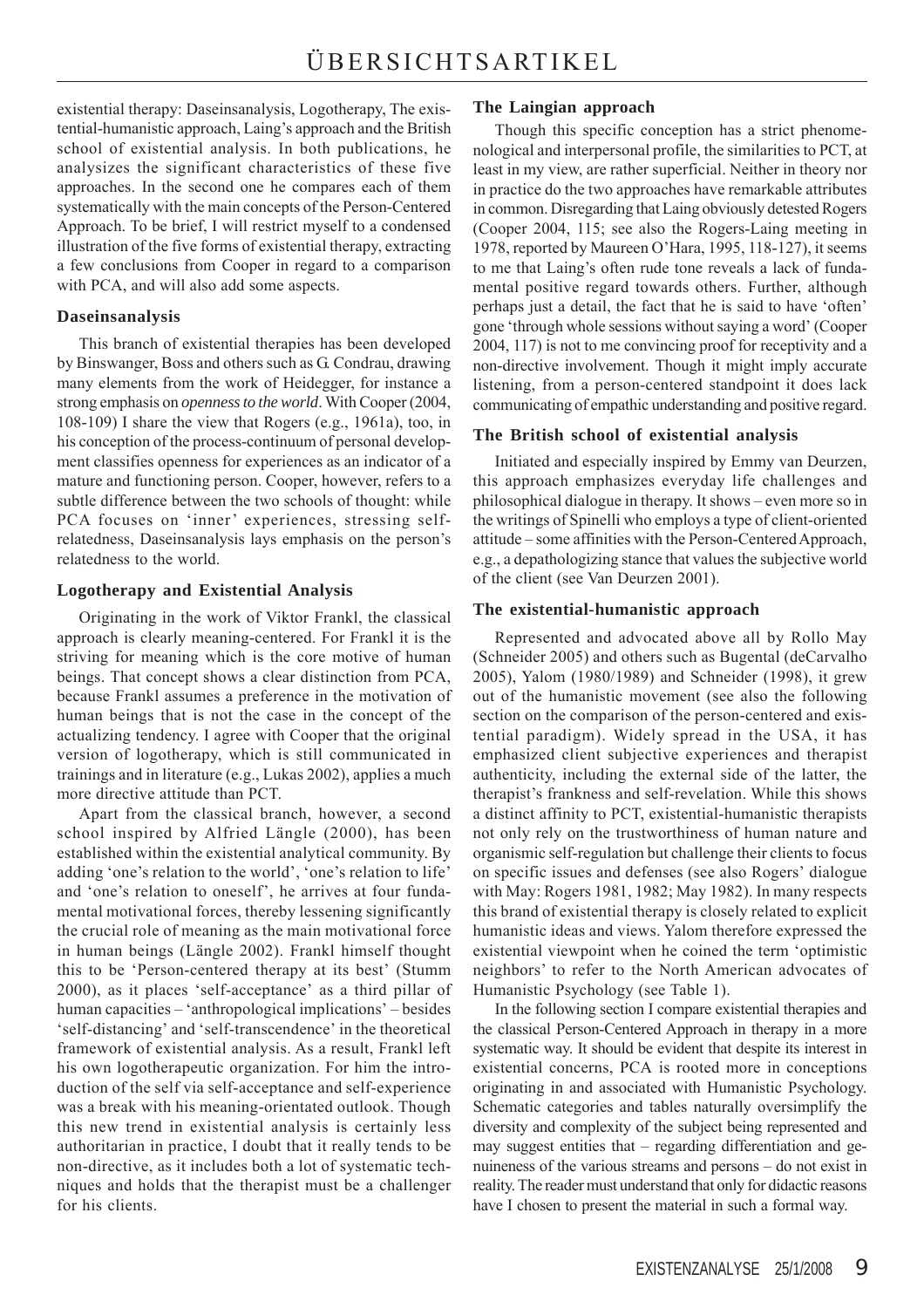existential therapy: Daseinsanalysis, Logotherapy, The existential-humanistic approach, Laing's approach and the British school of existential analysis. In both publications, he analysizes the significant characteristics of these five approaches. In the second one he compares each of them systematically with the main concepts of the Person-Centered Approach. To be brief, I will restrict myself to a condensed illustration of the five forms of existential therapy, extracting a few conclusions from Cooper in regard to a comparison with PCA, and will also add some aspects.

### Daseinsanalysis

This branch of existential therapies has been developed by Binswanger, Boss and others such as G. Condrau, drawing many elements from the work of Heidegger, for instance a strong emphasis on *openness to the world*. With Cooper (2004, 108-109) I share the view that Rogers (e.g., 1961a), too, in his conception of the process-continuum of personal development classifies openness for experiences as an indicator of a mature and functioning person. Cooper, however, refers to a subtle difference between the two schools of thought: while PCA focuses on 'inner' experiences, stressing self-relatedness, Daseinsanalysis lays emphasis on the person's relatedness to the world.

### Logotherapy and Existential Analysis

Originating in the work of Viktor Frankl, the classical approach is clearly meaning-centered. For Frankl it is the striving for meaning which is the core motive of human beings. That concept shows a clear distinction from PCA, because Frankl assumes a preference in the motivation of human beings that is not the case in the concept of the actualizing tendency. I agree with Cooper that the original version of logotherapy, which is still communicated in trainings and in literature (e.g., Lukas 2002), applies a much more directive attitude than PCT.

Apart from the classical branch, however, a second school inspired by Alfried Längle (2000), has been established within the existential analytical community. By adding 'one's relation to the world', 'one's relation to life' and 'one's relation to oneself', he arrives at four fundamental motivational forces, thereby lessening significantly the crucial role of meaning as the main motivational force in human beings (Längle 2002). Frankl himself thought this to be 'Person-centered therapy at its best' (Stumm 2000), as it places 'self-acceptance' as a third pillar of human capacities – 'anthropological implications' – besides 'self-distancing' and 'self-transcendence' in the theoretical framework of existential analysis. As a result, Frankl left his own logotherapeutic organization. For him the introduction of the self via self-acceptance and self-experience was a break with his meaning-orientated outlook. Though this new trend in existential analysis is certainly less authoritarian in practice, I doubt that it really tends to be non-directive, as it includes both a lot of systematic techniques and holds that the therapist must be a challenger for his clients.

### The Laingian approach

Though this specific conception has a strict phenomenological and interpersonal profile, the similarities to PCT, at least in my view, are rather superficial. Neither in theory nor in practice do the two approaches have remarkable attributes in common. Disregarding that Laing obviously detested Rogers (Cooper 2004, 115; see also the Rogers-Laing meeting in 1978, reported by Maureen O'Hara, 1995, 118-127), it seems to me that Laing's often rude tone reveals a lack of fundamental positive regard towards others. Further, although perhaps just a detail, the fact that he is said to have 'often' gone 'through whole sessions without saying a word' (Cooper 2004, 117) is not to me convincing proof for receptivity and a non-directive involvement. Though it might imply accurate listening, from a person-centered standpoint it does lack communicating of empathic understanding and positive regard.

### The British school of existential analysis

Initiated and especially inspired by Emmy van Deurzen, this approach emphasizes everyday life challenges and philosophical dialogue in therapy. It shows – even more so in the writings of Spinelli who employs a type of client-oriented attitude – some affinities with the Person-Centered Approach, e.g., a depathologizing stance that values the subjective world of the client (see Van Deurzen 2001).

### The existential-humanistic approach

Represented and advocated above all by Rollo May (Schneider 2005) and others such as Bugental (deCarvalho 2005), Yalom (1980/1989) and Schneider (1998), it grew out of the humanistic movement (see also the following section on the comparison of the person-centered and existential paradigm). Widely spread in the USA, it has emphasized client subjective experiences and therapist authenticity, including the external side of the latter, the therapist's frankness and self-revelation. While this shows a distinct affinity to PCT, existential-humanistic therapists not only rely on the trustworthiness of human nature and organismic self-regulation but challenge their clients to focus on specific issues and defenses (see also Rogers' dialogue with May: Rogers 1981, 1982; May 1982). In many respects this brand of existential therapy is closely related to explicit humanistic ideas and views. Yalom therefore expressed the existential viewpoint when he coined the term 'optimistic neighbors' to refer to the North American advocates of Humanistic Psychology (see Table 1).

In the following section I compare existential therapies and the classical Person-Centered Approach in therapy in a more systematic way. It should be evident that despite its interest in existential concerns, PCA is rooted more in conceptions originating in and associated with Humanistic Psychology. Schematic categories and tables naturally oversimplify the diversity and complexity of the subject being represented and may suggest entities that – regarding differentiation and genuineness of the various streams and persons – do not exist in reality. The reader must understand that only for didactic reasons have I chosen to present the material in such a formal way.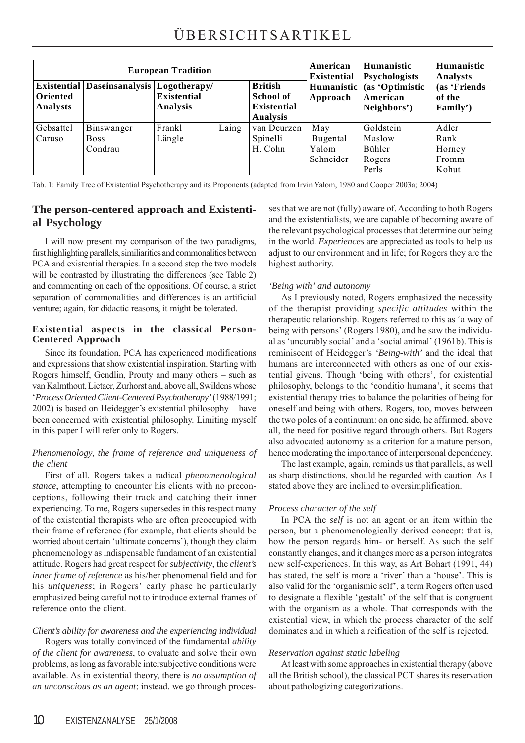| European Tradition | | | | | American Existential | Humanistic Psychologists | Humanistic Analysts |
|---|---|---|---|---|---|---|---|
| **Existential Oriented Analysts** | **Daseinsanalysis** | **Logotherapy/ Existential Analysis** | | **British School of Existential Analysis** | **Humanistic Approach** | **(as 'Optimistic American Neighbors')** | **(as 'Friends of the Family')** |
| Gebsattel<br>Caruso | Binswanger<br>Boss<br>Condrau | Frankl<br>Längle | Laing | van Deurzen<br>Spinelli<br>H. Cohn | May<br>Bugental<br>Yalom<br>Schneider | Goldstein<br>Maslow<br>Bühler<br>Rogers<br>Perls | Adler<br>Rank<br>Horney<br>Fromm<br>Kohut |

Tab. 1: Family Tree of Existential Psychotherapy and its Proponents (adapted from Irvin Yalom, 1980 and Cooper 2003a; 2004)

## The person-centered approach and Existential Psychology

I will now present my comparison of the two paradigms, first highlighting parallels, similiarities and commonalities between PCA and existential therapies. In a second step the two models will be contrasted by illustrating the differences (see Table 2) and commenting on each of the oppositions. Of course, a strict separation of commonalities and differences is an artificial venture; again, for didactic reasons, it might be tolerated.

### Existential aspects in the classical Person-Centered Approach

Since its foundation, PCA has experienced modifications and expressions that show existential inspiration. Starting with Rogers himself, Gendlin, Prouty and many others – such as van Kalmthout, Lietaer, Zurhorst and, above all, Swildens whose '*Process Oriented Client-Centered Psychotherapy'* (1988/1991; 2002) is based on Heidegger's existential philosophy – have been concerned with existential philosophy. Limiting myself in this paper I will refer only to Rogers.

*Phenomenology, the frame of reference and uniqueness of the client*

First of all, Rogers takes a radical *phenomenological stance*, attempting to encounter his clients with no preconceptions, following their track and catching their inner experiencing. To me, Rogers supersedes in this respect many of the existential therapists who are often preoccupied with their frame of reference (for example, that clients should be worried about certain 'ultimate concerns'), though they claim phenomenology as indispensable fundament of an existential attitude. Rogers had great respect for *subjectivity*, the *client's inner frame of reference* as his/her phenomenal field and for his *uniqueness*; in Rogers' early phase he particularly emphasized being careful not to introduce external frames of reference onto the client.

*Client's ability for awareness and the experiencing individual*

Rogers was totally convinced of the fundamental *ability of the client for awareness*, to evaluate and solve their own problems, as long as favorable intersubjective conditions were available. As in existential theory, there is *no assumption of an unconscious as an agent*; instead, we go through processes that we are not (fully) aware of. According to both Rogers and the existentialists, we are capable of becoming aware of the relevant psychological processes that determine our being in the world. *Experiences* are appreciated as tools to help us adjust to our environment and in life; for Rogers they are the highest authority.

*'Being with' and autonomy*

As I previously noted, Rogers emphasized the necessity of the therapist providing *specific attitudes* within the therapeutic relationship. Rogers referred to this as 'a way of being with persons' (Rogers 1980), and he saw the individual as 'uncurably social' and a 'social animal' (1961b). This is reminiscent of Heidegger's *'Being-with'* and the ideal that humans are interconnected with others as one of our existential givens. Though 'being with others', for existential philosophy, belongs to the 'conditio humana', it seems that existential therapy tries to balance the polarities of being for oneself and being with others. Rogers, too, moves between the two poles of a continuum: on one side, he affirmed, above all, the need for positive regard through others. But Rogers also advocated autonomy as a criterion for a mature person, hence moderating the importance of interpersonal dependency.

The last example, again, reminds us that parallels, as well as sharp distinctions, should be regarded with caution. As I stated above they are inclined to oversimplification.

*Process character of the self*

In PCA the *self* is not an agent or an item within the person, but a phenomenologically derived concept: that is, how the person regards him- or herself. As such the self constantly changes, and it changes more as a person integrates new self-experiences. In this way, as Art Bohart (1991, 44) has stated, the self is more a 'river' than a 'house'. This is also valid for the 'organismic self', a term Rogers often used to designate a flexible 'gestalt' of the self that is congruent with the organism as a whole. That corresponds with the existential view, in which the process character of the self dominates and in which a reification of the self is rejected.

*Reservation against static labeling*

At least with some approaches in existential therapy (above all the British school), the classical PCT shares its reservation about pathologizing categorizations.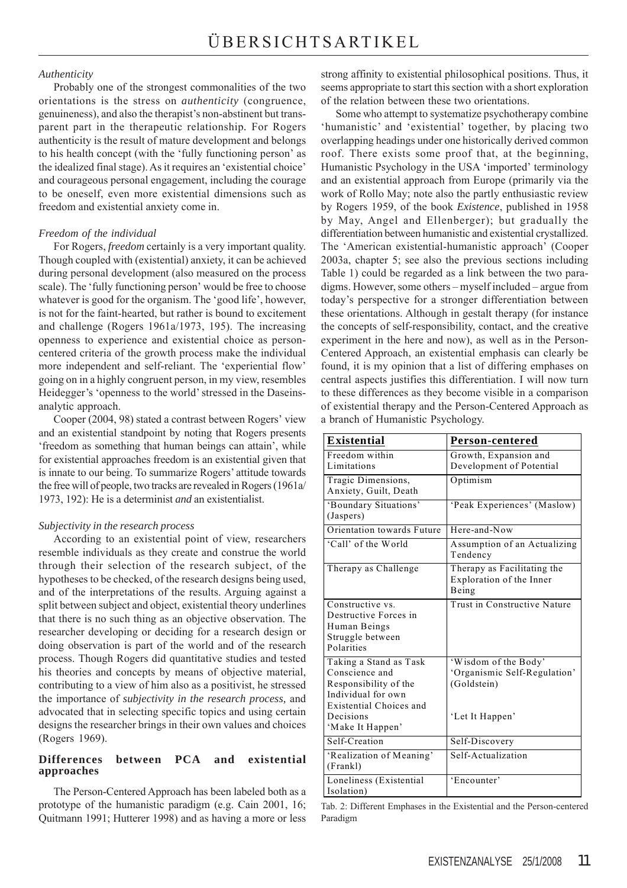*Authenticity*

Probably one of the strongest commonalities of the two orientations is the stress on *authenticity* (congruence, genuineness), and also the therapist's non-abstinent but transparent part in the therapeutic relationship. For Rogers authenticity is the result of mature development and belongs to his health concept (with the 'fully functioning person' as the idealized final stage). As it requires an 'existential choice' and courageous personal engagement, including the courage to be oneself, even more existential dimensions such as freedom and existential anxiety come in.

*Freedom of the individual*

For Rogers, *freedom* certainly is a very important quality. Though coupled with (existential) anxiety, it can be achieved during personal development (also measured on the process scale). The 'fully functioning person' would be free to choose whatever is good for the organism. The 'good life', however, is not for the faint-hearted, but rather is bound to excitement and challenge (Rogers 1961a/1973, 195). The increasing openness to experience and existential choice as person-centered criteria of the growth process make the individual more independent and self-reliant. The 'experiential flow' going on in a highly congruent person, in my view, resembles Heidegger's 'openness to the world' stressed in the Daseinsanalytic approach.

Cooper (2004, 98) stated a contrast between Rogers' view and an existential standpoint by noting that Rogers presents 'freedom as something that human beings can attain', while for existential approaches freedom is an existential given that is innate to our being. To summarize Rogers' attitude towards the free will of people, two tracks are revealed in Rogers (1961a/1973, 192): He is a determinist *and* an existentialist.

*Subjectivity in the research process*

According to an existential point of view, researchers resemble individuals as they create and construe the world through their selection of the research subject, of the hypotheses to be checked, of the research designs being used, and of the interpretations of the results. Arguing against a split between subject and object, existential theory underlines that there is no such thing as an objective observation. The researcher developing or deciding for a research design or doing observation is part of the world and of the research process. Though Rogers did quantitative studies and tested his theories and concepts by means of objective material, contributing to a view of him also as a positivist, he stressed the importance of *subjectivity in the research process,* and advocated that in selecting specific topics and using certain designs the researcher brings in their own values and choices (Rogers 1969).

## Differences between PCA and existential approaches

The Person-Centered Approach has been labeled both as a prototype of the humanistic paradigm (e.g. Cain 2001, 16; Quitmann 1991; Hutterer 1998) and as having a more or less strong affinity to existential philosophical positions. Thus, it seems appropriate to start this section with a short exploration of the relation between these two orientations.

Some who attempt to systematize psychotherapy combine 'humanistic' and 'existential' together, by placing two overlapping headings under one historically derived common roof. There exists some proof that, at the beginning, Humanistic Psychology in the USA 'imported' terminology and an existential approach from Europe (primarily via the work of Rollo May; note also the partly enthusiastic review by Rogers 1959, of the book *Existence*, published in 1958 by May, Angel and Ellenberger); but gradually the differentiation between humanistic and existential crystallized. The 'American existential-humanistic approach' (Cooper 2003a, chapter 5; see also the previous sections including Table 1) could be regarded as a link between the two paradigms. However, some others – myself included – argue from today's perspective for a stronger differentiation between these orientations. Although in gestalt therapy (for instance the concepts of self-responsibility, contact, and the creative experiment in the here and now), as well as in the Person-Centered Approach, an existential emphasis can clearly be found, it is my opinion that a list of differing emphases on central aspects justifies this differentiation. I will now turn to these differences as they become visible in a comparison of existential therapy and the Person-Centered Approach as a branch of Humanistic Psychology.

| **Existential** | **Person-centered** |
|---|---|
| Freedom within Limitations | Growth, Expansion and Development of Potential |
| Tragic Dimensions, Anxiety, Guilt, Death | Optimism |
| 'Boundary Situations' (Jaspers) | 'Peak Experiences' (Maslow) |
| Orientation towards Future | Here-and-Now |
| 'Call' of the World | Assumption of an Actualizing Tendency |
| Therapy as Challenge | Therapy as Facilitating the Exploration of the Inner Being |
| Constructive vs. Destructive Forces in Human Beings Struggle between Polarities | Trust in Constructive Nature |
| Taking a Stand as Task Conscience and Responsibility of the Individual for own Existential Choices and Decisions 'Make It Happen' | 'Wisdom of the Body' 'Organismic Self-Regulation' (Goldstein) 'Let It Happen' |
| Self-Creation | Self-Discovery |
| 'Realization of Meaning' (Frankl) | Self-Actualization |
| Loneliness (Existential Isolation) | 'Encounter' |

Tab. 2: Different Emphases in the Existential and the Person-centered Paradigm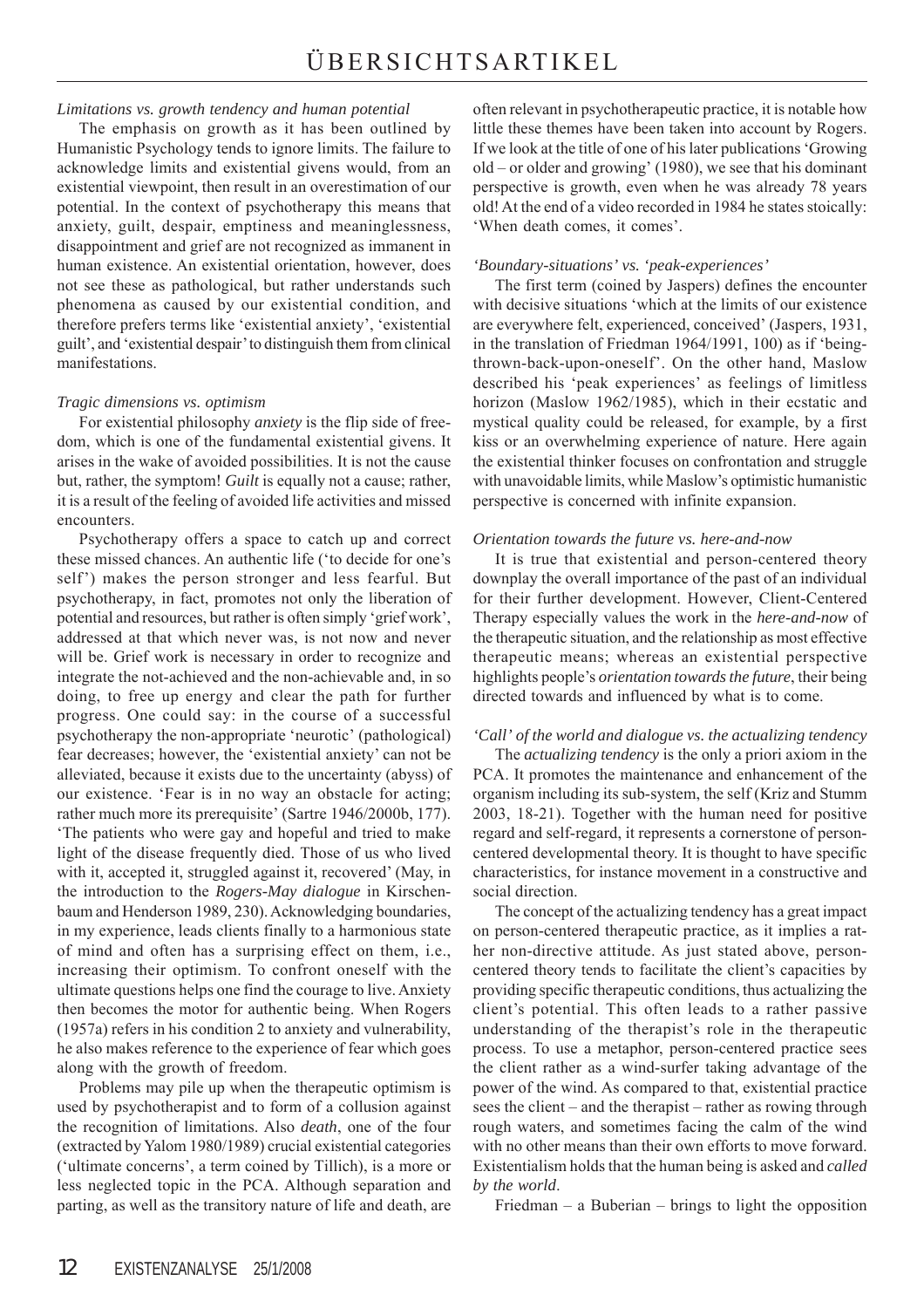*Limitations vs. growth tendency and human potential*

The emphasis on growth as it has been outlined by Humanistic Psychology tends to ignore limits. The failure to acknowledge limits and existential givens would, from an existential viewpoint, then result in an overestimation of our potential. In the context of psychotherapy this means that anxiety, guilt, despair, emptiness and meaninglessness, disappointment and grief are not recognized as immanent in human existence. An existential orientation, however, does not see these as pathological, but rather understands such phenomena as caused by our existential condition, and therefore prefers terms like 'existential anxiety', 'existential guilt', and 'existential despair' to distinguish them from clinical manifestations.

*Tragic dimensions vs. optimism*

For existential philosophy *anxiety* is the flip side of freedom, which is one of the fundamental existential givens. It arises in the wake of avoided possibilities. It is not the cause but, rather, the symptom! *Guilt* is equally not a cause; rather, it is a result of the feeling of avoided life activities and missed encounters.

Psychotherapy offers a space to catch up and correct these missed chances. An authentic life ('to decide for one's self') makes the person stronger and less fearful. But psychotherapy, in fact, promotes not only the liberation of potential and resources, but rather is often simply 'grief work', addressed at that which never was, is not now and never will be. Grief work is necessary in order to recognize and integrate the not-achieved and the non-achievable and, in so doing, to free up energy and clear the path for further progress. One could say: in the course of a successful psychotherapy the non-appropriate 'neurotic' (pathological) fear decreases; however, the 'existential anxiety' can not be alleviated, because it exists due to the uncertainty (abyss) of our existence. 'Fear is in no way an obstacle for acting; rather much more its prerequisite' (Sartre 1946/2000b, 177). 'The patients who were gay and hopeful and tried to make light of the disease frequently died. Those of us who lived with it, accepted it, struggled against it, recovered' (May, in the introduction to the *Rogers-May dialogue* in Kirschenbaum and Henderson 1989, 230). Acknowledging boundaries, in my experience, leads clients finally to a harmonious state of mind and often has a surprising effect on them, i.e., increasing their optimism. To confront oneself with the ultimate questions helps one find the courage to live. Anxiety then becomes the motor for authentic being. When Rogers (1957a) refers in his condition 2 to anxiety and vulnerability, he also makes reference to the experience of fear which goes along with the growth of freedom.

Problems may pile up when the therapeutic optimism is used by psychotherapist and to form of a collusion against the recognition of limitations. Also *death*, one of the four (extracted by Yalom 1980/1989) crucial existential categories ('ultimate concerns', a term coined by Tillich), is a more or less neglected topic in the PCA. Although separation and parting, as well as the transitory nature of life and death, are often relevant in psychotherapeutic practice, it is notable how little these themes have been taken into account by Rogers. If we look at the title of one of his later publications 'Growing old – or older and growing' (1980), we see that his dominant perspective is growth, even when he was already 78 years old! At the end of a video recorded in 1984 he states stoically: 'When death comes, it comes'.

*'Boundary-situations' vs. 'peak-experiences'*

The first term (coined by Jaspers) defines the encounter with decisive situations 'which at the limits of our existence are everywhere felt, experienced, conceived' (Jaspers, 1931, in the translation of Friedman 1964/1991, 100) as if 'being-thrown-back-upon-oneself'. On the other hand, Maslow described his 'peak experiences' as feelings of limitless horizon (Maslow 1962/1985), which in their ecstatic and mystical quality could be released, for example, by a first kiss or an overwhelming experience of nature. Here again the existential thinker focuses on confrontation and struggle with unavoidable limits, while Maslow's optimistic humanistic perspective is concerned with infinite expansion.

*Orientation towards the future vs. here-and-now*

It is true that existential and person-centered theory downplay the overall importance of the past of an individual for their further development. However, Client-Centered Therapy especially values the work in the *here-and-now* of the therapeutic situation, and the relationship as most effective therapeutic means; whereas an existential perspective highlights people's *orientation towards the future*, their being directed towards and influenced by what is to come.

*'Call' of the world and dialogue vs. the actualizing tendency*

The *actualizing tendency* is the only a priori axiom in the PCA. It promotes the maintenance and enhancement of the organism including its sub-system, the self (Kriz and Stumm 2003, 18-21). Together with the human need for positive regard and self-regard, it represents a cornerstone of person-centered developmental theory. It is thought to have specific characteristics, for instance movement in a constructive and social direction.

The concept of the actualizing tendency has a great impact on person-centered therapeutic practice, as it implies a rather non-directive attitude. As just stated above, person-centered theory tends to facilitate the client's capacities by providing specific therapeutic conditions, thus actualizing the client's potential. This often leads to a rather passive understanding of the therapist's role in the therapeutic process. To use a metaphor, person-centered practice sees the client rather as a wind-surfer taking advantage of the power of the wind. As compared to that, existential practice sees the client – and the therapist – rather as rowing through rough waters, and sometimes facing the calm of the wind with no other means than their own efforts to move forward. Existentialism holds that the human being is asked and *called by the world*.

Friedman – a Buberian – brings to light the opposition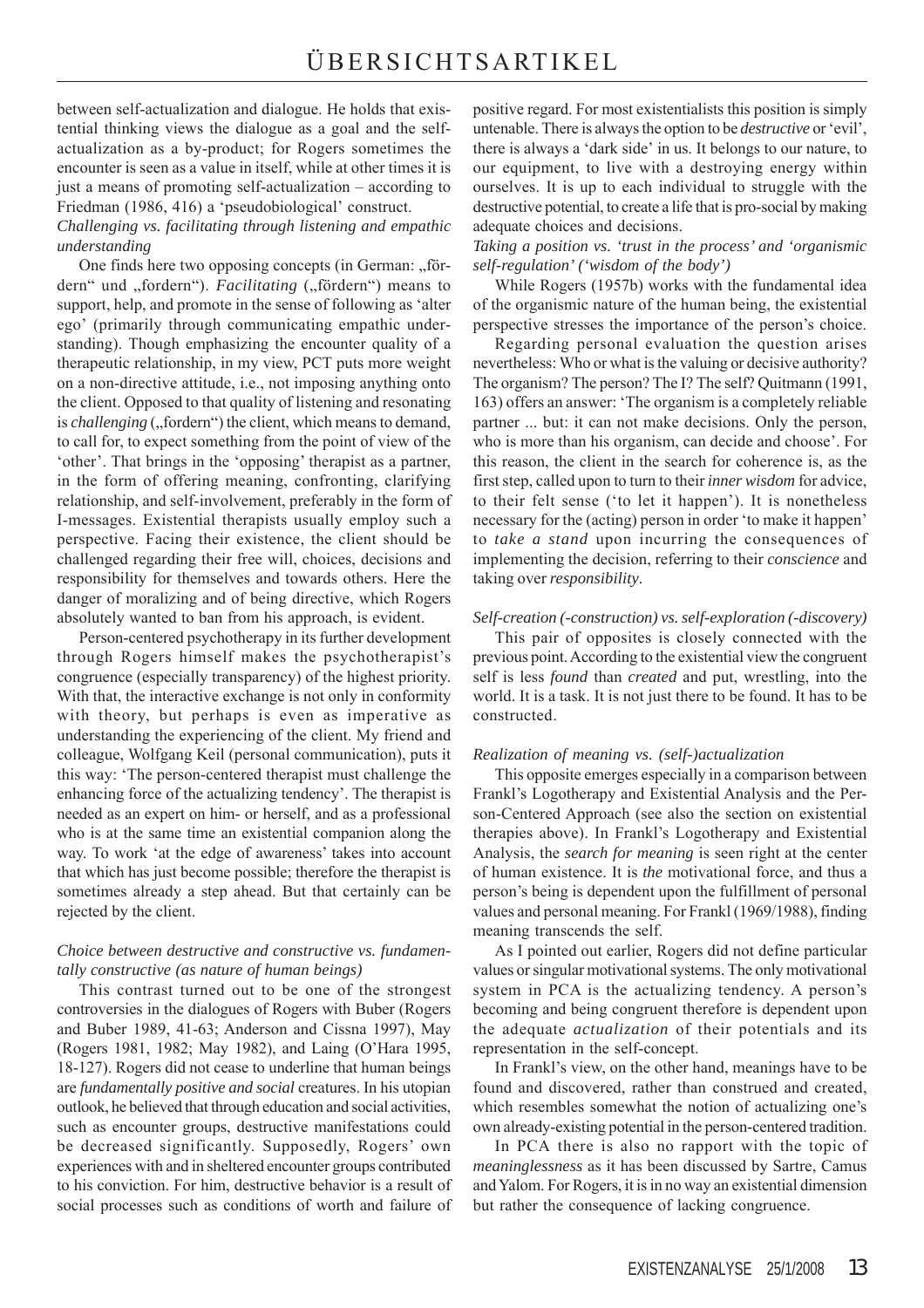between self-actualization and dialogue. He holds that existential thinking views the dialogue as a goal and the self-actualization as a by-product; for Rogers sometimes the encounter is seen as a value in itself, while at other times it is just a means of promoting self-actualization – according to Friedman (1986, 416) a 'pseudobiological' construct.

*Challenging vs. facilitating through listening and empathic understanding*

One finds here two opposing concepts (in German: „fördern" und „fordern"). *Facilitating* („fördern") means to support, help, and promote in the sense of following as 'alter ego' (primarily through communicating empathic understanding). Though emphasizing the encounter quality of a therapeutic relationship, in my view, PCT puts more weight on a non-directive attitude, i.e., not imposing anything onto the client. Opposed to that quality of listening and resonating is *challenging* („fordern") the client, which means to demand, to call for, to expect something from the point of view of the 'other'. That brings in the 'opposing' therapist as a partner, in the form of offering meaning, confronting, clarifying relationship, and self-involvement, preferably in the form of I-messages. Existential therapists usually employ such a perspective. Facing their existence, the client should be challenged regarding their free will, choices, decisions and responsibility for themselves and towards others. Here the danger of moralizing and of being directive, which Rogers absolutely wanted to ban from his approach, is evident.

Person-centered psychotherapy in its further development through Rogers himself makes the psychotherapist's congruence (especially transparency) of the highest priority. With that, the interactive exchange is not only in conformity with theory, but perhaps is even as imperative as understanding the experiencing of the client. My friend and colleague, Wolfgang Keil (personal communication), puts it this way: 'The person-centered therapist must challenge the enhancing force of the actualizing tendency'. The therapist is needed as an expert on him- or herself, and as a professional who is at the same time an existential companion along the way. To work 'at the edge of awareness' takes into account that which has just become possible; therefore the therapist is sometimes already a step ahead. But that certainly can be rejected by the client.

*Choice between destructive and constructive vs. fundamentally constructive (as nature of human beings)*

This contrast turned out to be one of the strongest controversies in the dialogues of Rogers with Buber (Rogers and Buber 1989, 41-63; Anderson and Cissna 1997), May (Rogers 1981, 1982; May 1982), and Laing (O'Hara 1995, 18-127). Rogers did not cease to underline that human beings are *fundamentally positive and social* creatures. In his utopian outlook, he believed that through education and social activities, such as encounter groups, destructive manifestations could be decreased significantly. Supposedly, Rogers' own experiences with and in sheltered encounter groups contributed to his conviction. For him, destructive behavior is a result of social processes such as conditions of worth and failure of positive regard. For most existentialists this position is simply untenable. There is always the option to be *destructive* or 'evil', there is always a 'dark side' in us. It belongs to our nature, to our equipment, to live with a destroying energy within ourselves. It is up to each individual to struggle with the destructive potential, to create a life that is pro-social by making adequate choices and decisions.

*Taking a position vs. 'trust in the process' and 'organismic self-regulation' ('wisdom of the body')*

While Rogers (1957b) works with the fundamental idea of the organismic nature of the human being, the existential perspective stresses the importance of the person's choice.

Regarding personal evaluation the question arises nevertheless: Who or what is the valuing or decisive authority? The organism? The person? The I? The self? Quitmann (1991, 163) offers an answer: 'The organism is a completely reliable partner ... but: it can not make decisions. Only the person, who is more than his organism, can decide and choose'. For this reason, the client in the search for coherence is, as the first step, called upon to turn to their *inner wisdom* for advice, to their felt sense ('to let it happen'). It is nonetheless necessary for the (acting) person in order 'to make it happen' to *take a stand* upon incurring the consequences of implementing the decision, referring to their *conscience* and taking over *responsibility*.

*Self-creation (-construction) vs. self-exploration (-discovery)*

This pair of opposites is closely connected with the previous point. According to the existential view the congruent self is less *found* than *created* and put, wrestling, into the world. It is a task. It is not just there to be found. It has to be constructed.

*Realization of meaning vs. (self-)actualization*

This opposite emerges especially in a comparison between Frankl's Logotherapy and Existential Analysis and the Person-Centered Approach (see also the section on existential therapies above). In Frankl's Logotherapy and Existential Analysis, the *search for meaning* is seen right at the center of human existence. It is *the* motivational force, and thus a person's being is dependent upon the fulfillment of personal values and personal meaning. For Frankl (1969/1988), finding meaning transcends the self.

As I pointed out earlier, Rogers did not define particular values or singular motivational systems. The only motivational system in PCA is the actualizing tendency. A person's becoming and being congruent therefore is dependent upon the adequate *actualization* of their potentials and its representation in the self-concept.

In Frankl's view, on the other hand, meanings have to be found and discovered, rather than construed and created, which resembles somewhat the notion of actualizing one's own already-existing potential in the person-centered tradition.

In PCA there is also no rapport with the topic of *meaninglessness* as it has been discussed by Sartre, Camus and Yalom. For Rogers, it is in no way an existential dimension but rather the consequence of lacking congruence.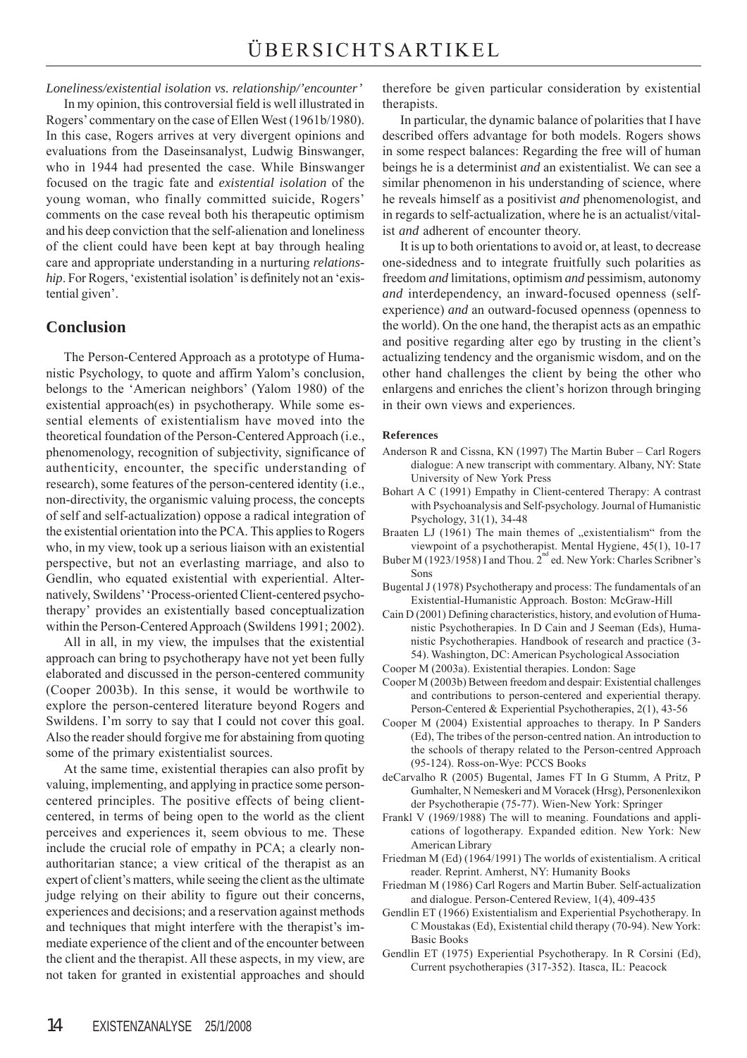*Loneliness/existential isolation vs. relationship/'encounter'*

In my opinion, this controversial field is well illustrated in Rogers' commentary on the case of Ellen West (1961b/1980). In this case, Rogers arrives at very divergent opinions and evaluations from the Daseinsanalyst, Ludwig Binswanger, who in 1944 had presented the case. While Binswanger focused on the tragic fate and *existential isolation* of the young woman, who finally committed suicide, Rogers' comments on the case reveal both his therapeutic optimism and his deep conviction that the self-alienation and loneliness of the client could have been kept at bay through healing care and appropriate understanding in a nurturing *relationship*. For Rogers, 'existential isolation' is definitely not an 'existential given'.

## Conclusion

The Person-Centered Approach as a prototype of Humanistic Psychology, to quote and affirm Yalom's conclusion, belongs to the 'American neighbors' (Yalom 1980) of the existential approach(es) in psychotherapy. While some essential elements of existentialism have moved into the theoretical foundation of the Person-Centered Approach (i.e., phenomenology, recognition of subjectivity, significance of authenticity, encounter, the specific understanding of research), some features of the person-centered identity (i.e., non-directivity, the organismic valuing process, the concepts of self and self-actualization) oppose a radical integration of the existential orientation into the PCA. This applies to Rogers who, in my view, took up a serious liaison with an existential perspective, but not an everlasting marriage, and also to Gendlin, who equated existential with experiential. Alternatively, Swildens' 'Process-oriented Client-centered psychotherapy' provides an existentially based conceptualization within the Person-Centered Approach (Swildens 1991; 2002).

All in all, in my view, the impulses that the existential approach can bring to psychotherapy have not yet been fully elaborated and discussed in the person-centered community (Cooper 2003b). In this sense, it would be worthwile to explore the person-centered literature beyond Rogers and Swildens. I'm sorry to say that I could not cover this goal. Also the reader should forgive me for abstaining from quoting some of the primary existentialist sources.

At the same time, existential therapies can also profit by valuing, implementing, and applying in practice some person-centered principles. The positive effects of being client-centered, in terms of being open to the world as the client perceives and experiences it, seem obvious to me. These include the crucial role of empathy in PCA; a clearly non-authoritarian stance; a view critical of the therapist as an expert of client's matters, while seeing the client as the ultimate judge relying on their ability to figure out their concerns, experiences and decisions; and a reservation against methods and techniques that might interfere with the therapist's immediate experience of the client and of the encounter between the client and the therapist. All these aspects, in my view, are not taken for granted in existential approaches and should therefore be given particular consideration by existential therapists.

In particular, the dynamic balance of polarities that I have described offers advantage for both models. Rogers shows in some respect balances: Regarding the free will of human beings he is a determinist *and* an existentialist. We can see a similar phenomenon in his understanding of science, where he reveals himself as a positivist *and* phenomenologist, and in regards to self-actualization, where he is an actualist/vitalist *and* adherent of encounter theory.

It is up to both orientations to avoid or, at least, to decrease one-sidedness and to integrate fruitfully such polarities as freedom *and* limitations, optimism *and* pessimism, autonomy *and* interdependency, an inward-focused openness (self-experience) *and* an outward-focused openness (openness to the world). On the one hand, the therapist acts as an empathic and positive regarding alter ego by trusting in the client's actualizing tendency and the organismic wisdom, and on the other hand challenges the client by being the other who enlargens and enriches the client's horizon through bringing in their own views and experiences.

### References

Anderson R and Cissna, KN (1997) The Martin Buber – Carl Rogers dialogue: A new transcript with commentary. Albany, NY: State University of New York Press

Bohart A C (1991) Empathy in Client-centered Therapy: A contrast with Psychoanalysis and Self-psychology. Journal of Humanistic Psychology, 31(1), 34-48

Braaten LJ (1961) The main themes of „existentialism" from the viewpoint of a psychotherapist. Mental Hygiene, 45(1), 10-17

Buber M (1923/1958) I and Thou. 2nd ed. New York: Charles Scribner's Sons

Bugental J (1978) Psychotherapy and process: The fundamentals of an Existential-Humanistic Approach. Boston: McGraw-Hill

Cain D (2001) Defining characteristics, history, and evolution of Humanistic Psychotherapies. In D Cain and J Seeman (Eds), Humanistic Psychotherapies. Handbook of research and practice (3-54). Washington, DC: American Psychological Association

Cooper M (2003a). Existential therapies. London: Sage

Cooper M (2003b) Between freedom and despair: Existential challenges and contributions to person-centered and experiential therapy. Person-Centered & Experiential Psychotherapies, 2(1), 43-56

Cooper M (2004) Existential approaches to therapy. In P Sanders (Ed), The tribes of the person-centred nation. An introduction to the schools of therapy related to the Person-centred Approach (95-124). Ross-on-Wye: PCCS Books

deCarvalho R (2005) Bugental, James FT In G Stumm, A Pritz, P Gumhalter, N Nemeskeri and M Voracek (Hrsg), Personenlexikon der Psychotherapie (75-77). Wien-New York: Springer

Frankl V (1969/1988) The will to meaning. Foundations and applications of logotherapy. Expanded edition. New York: New American Library

Friedman M (Ed) (1964/1991) The worlds of existentialism. A critical reader. Reprint. Amherst, NY: Humanity Books

Friedman M (1986) Carl Rogers and Martin Buber. Self-actualization and dialogue. Person-Centered Review, 1(4), 409-435

Gendlin ET (1966) Existentialism and Experiential Psychotherapy. In C Moustakas (Ed), Existential child therapy (70-94). New York: Basic Books

Gendlin ET (1975) Experiential Psychotherapy. In R Corsini (Ed), Current psychotherapies (317-352). Itasca, IL: Peacock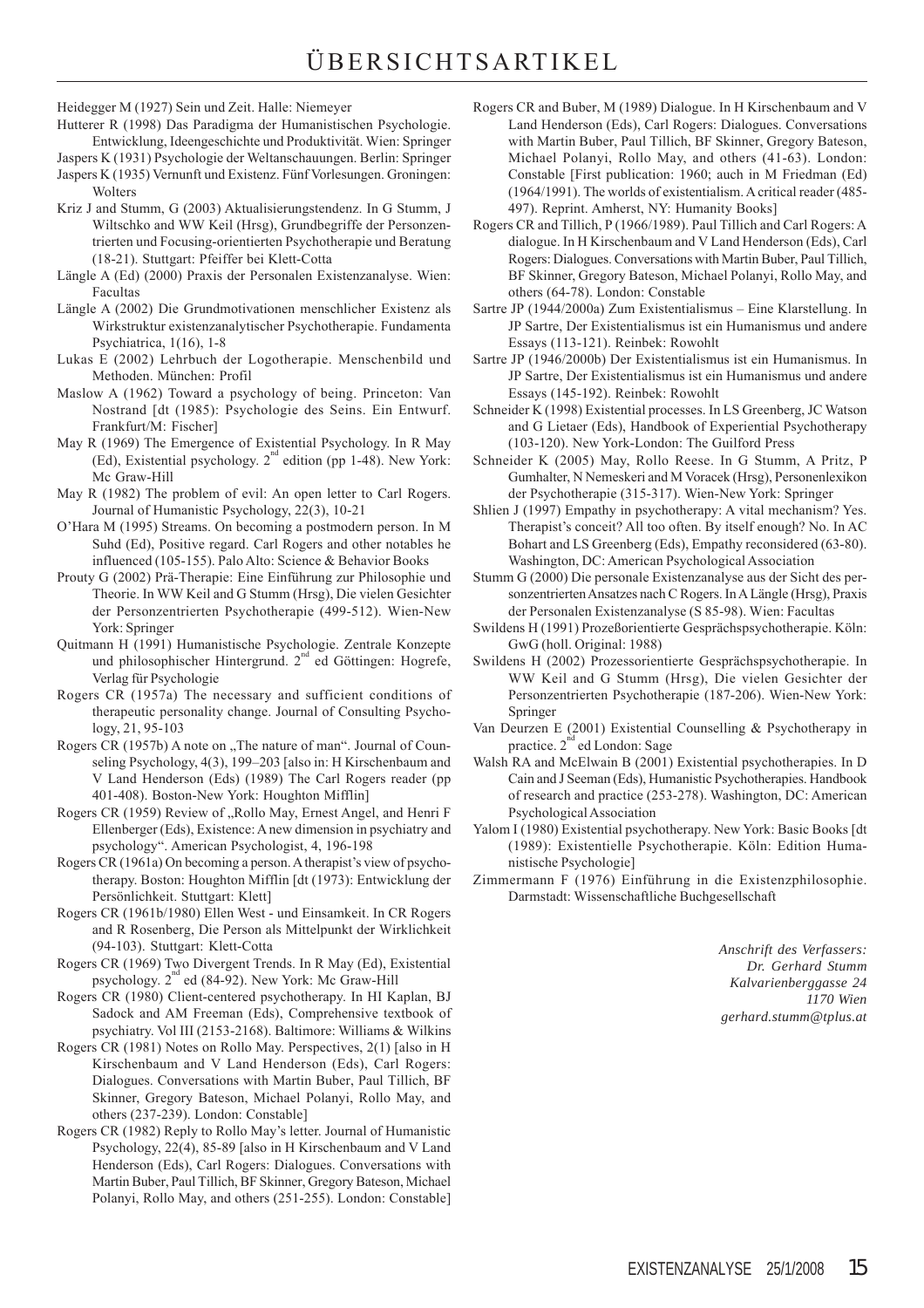Heidegger M (1927) Sein und Zeit. Halle: Niemeyer

Hutterer R (1998) Das Paradigma der Humanistischen Psychologie. Entwicklung, Ideengeschichte und Produktivität. Wien: Springer

Jaspers K (1931) Psychologie der Weltanschauungen. Berlin: Springer

Jaspers K (1935) Vernunft und Existenz. Fünf Vorlesungen. Groningen: Wolters

Kriz J and Stumm, G (2003) Aktualisierungstendenz. In G Stumm, J Wiltschko and WW Keil (Hrsg), Grundbegriffe der Personzentrierten und Focusing-orientierten Psychotherapie und Beratung (18-21). Stuttgart: Pfeiffer bei Klett-Cotta

Längle A (Ed) (2000) Praxis der Personalen Existenzanalyse. Wien: Facultas

Längle A (2002) Die Grundmotivationen menschlicher Existenz als Wirkstruktur existenzanalytischer Psychotherapie. Fundamenta Psychiatrica, 1(16), 1-8

Lukas E (2002) Lehrbuch der Logotherapie. Menschenbild und Methoden. München: Profil

Maslow A (1962) Toward a psychology of being. Princeton: Van Nostrand [dt (1985): Psychologie des Seins. Ein Entwurf. Frankfurt/M: Fischer]

May R (1969) The Emergence of Existential Psychology. In R May (Ed), Existential psychology. 2nd edition (pp 1-48). New York: Mc Graw-Hill

May R (1982) The problem of evil: An open letter to Carl Rogers. Journal of Humanistic Psychology, 22(3), 10-21

O'Hara M (1995) Streams. On becoming a postmodern person. In M Suhd (Ed), Positive regard. Carl Rogers and other notables he influenced (105-155). Palo Alto: Science & Behavior Books

Prouty G (2002) Prä-Therapie: Eine Einführung zur Philosophie und Theorie. In WW Keil and G Stumm (Hrsg), Die vielen Gesichter der Personzentrierten Psychotherapie (499-512). Wien-New York: Springer

Quitmann H (1991) Humanistische Psychologie. Zentrale Konzepte und philosophischer Hintergrund. 2nd ed Göttingen: Hogrefe, Verlag für Psychologie

Rogers CR (1957a) The necessary and sufficient conditions of therapeutic personality change. Journal of Consulting Psychology, 21, 95-103

Rogers CR (1957b) A note on „The nature of man". Journal of Counseling Psychology, 4(3), 199–203 [also in: H Kirschenbaum and V Land Henderson (Eds) (1989) The Carl Rogers reader (pp 401-408). Boston-New York: Houghton Mifflin]

Rogers CR (1959) Review of „Rollo May, Ernest Angel, and Henri F Ellenberger (Eds), Existence: A new dimension in psychiatry and psychology". American Psychologist, 4, 196-198

Rogers CR (1961a) On becoming a person. A therapist's view of psychotherapy. Boston: Houghton Mifflin [dt (1973): Entwicklung der Persönlichkeit. Stuttgart: Klett]

Rogers CR (1961b/1980) Ellen West - und Einsamkeit. In CR Rogers and R Rosenberg, Die Person als Mittelpunkt der Wirklichkeit (94-103). Stuttgart: Klett-Cotta

Rogers CR (1969) Two Divergent Trends. In R May (Ed), Existential psychology. 2nd ed (84-92). New York: Mc Graw-Hill

Rogers CR (1980) Client-centered psychotherapy. In HI Kaplan, BJ Sadock and AM Freeman (Eds), Comprehensive textbook of psychiatry. Vol III (2153-2168). Baltimore: Williams & Wilkins

Rogers CR (1981) Notes on Rollo May. Perspectives, 2(1) [also in H Kirschenbaum and V Land Henderson (Eds), Carl Rogers: Dialogues. Conversations with Martin Buber, Paul Tillich, BF Skinner, Gregory Bateson, Michael Polanyi, Rollo May, and others (237-239). London: Constable]

Rogers CR (1982) Reply to Rollo May's letter. Journal of Humanistic Psychology, 22(4), 85-89 [also in H Kirschenbaum and V Land Henderson (Eds), Carl Rogers: Dialogues. Conversations with Martin Buber, Paul Tillich, BF Skinner, Gregory Bateson, Michael Polanyi, Rollo May, and others (251-255). London: Constable]

Rogers CR and Buber, M (1989) Dialogue. In H Kirschenbaum and V Land Henderson (Eds), Carl Rogers: Dialogues. Conversations with Martin Buber, Paul Tillich, BF Skinner, Gregory Bateson, Michael Polanyi, Rollo May, and others (41-63). London: Constable [First publication: 1960; auch in M Friedman (Ed) (1964/1991). The worlds of existentialism. A critical reader (485-497). Reprint. Amherst, NY: Humanity Books]

Rogers CR and Tillich, P (1966/1989). Paul Tillich and Carl Rogers: A dialogue. In H Kirschenbaum and V Land Henderson (Eds), Carl Rogers: Dialogues. Conversations with Martin Buber, Paul Tillich, BF Skinner, Gregory Bateson, Michael Polanyi, Rollo May, and others (64-78). London: Constable

Sartre JP (1944/2000a) Zum Existentialismus – Eine Klarstellung. In JP Sartre, Der Existentialismus ist ein Humanismus und andere Essays (113-121). Reinbek: Rowohlt

Sartre JP (1946/2000b) Der Existentialismus ist ein Humanismus. In JP Sartre, Der Existentialismus ist ein Humanismus und andere Essays (145-192). Reinbek: Rowohlt

Schneider K (1998) Existential processes. In LS Greenberg, JC Watson and G Lietaer (Eds), Handbook of Experiential Psychotherapy (103-120). New York-London: The Guilford Press

Schneider K (2005) May, Rollo Reese. In G Stumm, A Pritz, P Gumhalter, N Nemeskeri and M Voracek (Hrsg), Personenlexikon der Psychotherapie (315-317). Wien-New York: Springer

Shlien J (1997) Empathy in psychotherapy: A vital mechanism? Yes. Therapist's conceit? All too often. By itself enough? No. In AC Bohart and LS Greenberg (Eds), Empathy reconsidered (63-80). Washington, DC: American Psychological Association

Stumm G (2000) Die personale Existenzanalyse aus der Sicht des personzentrierten Ansatzes nach C Rogers. In A Längle (Hrsg), Praxis der Personalen Existenzanalyse (S 85-98). Wien: Facultas

Swildens H (1991) Prozeßorientierte Gesprächspsychotherapie. Köln: GwG (holl. Original: 1988)

Swildens H (2002) Prozessorientierte Gesprächspsychotherapie. In WW Keil and G Stumm (Hrsg), Die vielen Gesichter der Personzentrierten Psychotherapie (187-206). Wien-New York: Springer

Van Deurzen E (2001) Existential Counselling & Psychotherapy in practice. 2nd ed London: Sage

Walsh RA and McElwain B (2001) Existential psychotherapies. In D Cain and J Seeman (Eds), Humanistic Psychotherapies. Handbook of research and practice (253-278). Washington, DC: American Psychological Association

Yalom I (1980) Existential psychotherapy. New York: Basic Books [dt (1989): Existentielle Psychotherapie. Köln: Edition Humanistische Psychologie]

Zimmermann F (1976) Einführung in die Existenzphilosophie. Darmstadt: Wissenschaftliche Buchgesellschaft

*Anschrift des Verfassers:*
*Dr. Gerhard Stumm*
*Kalvarienberggasse 24*
*1170 Wien*
*gerhard.stumm@tplus.at*